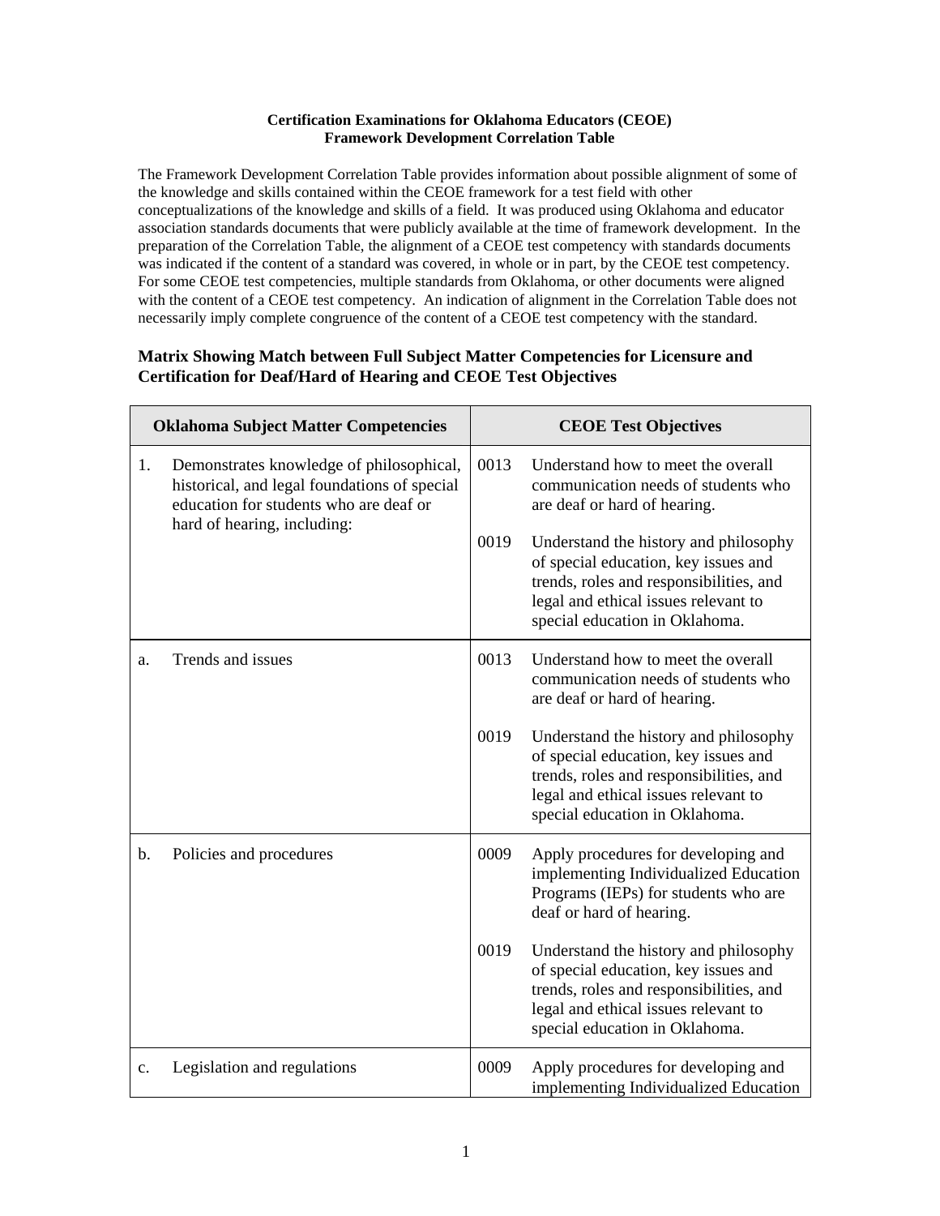**Certification Examinations for Oklahoma Educators (CEOE)**
**Framework Development Correlation Table**

The Framework Development Correlation Table provides information about possible alignment of some of the knowledge and skills contained within the CEOE framework for a test field with other conceptualizations of the knowledge and skills of a field. It was produced using Oklahoma and educator association standards documents that were publicly available at the time of framework development. In the preparation of the Correlation Table, the alignment of a CEOE test competency with standards documents was indicated if the content of a standard was covered, in whole or in part, by the CEOE test competency. For some CEOE test competencies, multiple standards from Oklahoma, or other documents were aligned with the content of a CEOE test competency. An indication of alignment in the Correlation Table does not necessarily imply complete congruence of the content of a CEOE test competency with the standard.

### Matrix Showing Match between Full Subject Matter Competencies for Licensure and Certification for Deaf/Hard of Hearing and CEOE Test Objectives

| Oklahoma Subject Matter Competencies | CEOE Test Objectives |
|---|---|
| 1. Demonstrates knowledge of philosophical, historical, and legal foundations of special education for students who are deaf or hard of hearing, including: | 0013 Understand how to meet the overall communication needs of students who are deaf or hard of hearing.<br><br>0019 Understand the history and philosophy of special education, key issues and trends, roles and responsibilities, and legal and ethical issues relevant to special education in Oklahoma. |
| a. Trends and issues | 0013 Understand how to meet the overall communication needs of students who are deaf or hard of hearing.<br><br>0019 Understand the history and philosophy of special education, key issues and trends, roles and responsibilities, and legal and ethical issues relevant to special education in Oklahoma. |
| b. Policies and procedures | 0009 Apply procedures for developing and implementing Individualized Education Programs (IEPs) for students who are deaf or hard of hearing.<br><br>0019 Understand the history and philosophy of special education, key issues and trends, roles and responsibilities, and legal and ethical issues relevant to special education in Oklahoma. |
| c. Legislation and regulations | 0009 Apply procedures for developing and implementing Individualized Education |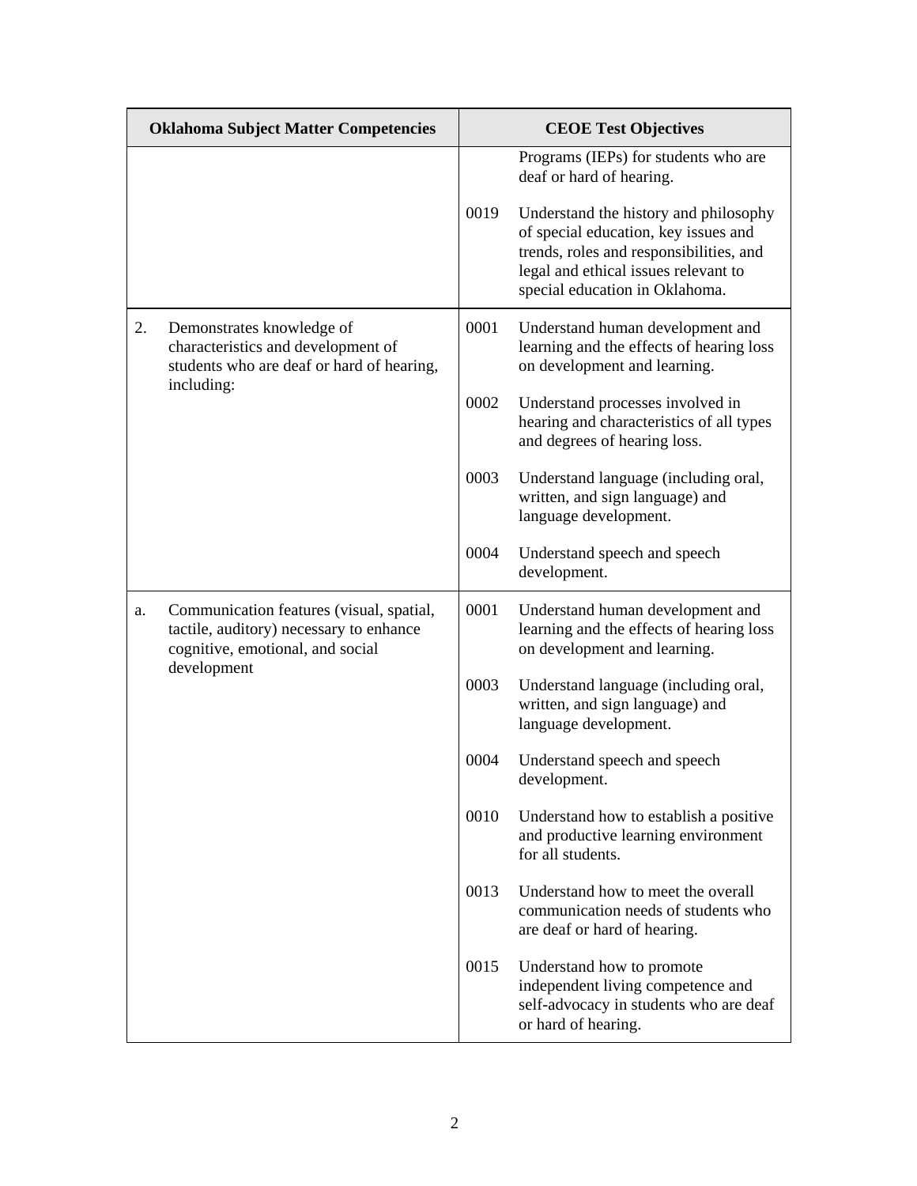| Oklahoma Subject Matter Competencies | CEOE Test Objectives |
|---|---|
| | Programs (IEPs) for students who are deaf or hard of hearing. |
| | 0019 Understand the history and philosophy of special education, key issues and trends, roles and responsibilities, and legal and ethical issues relevant to special education in Oklahoma. |
| 2. Demonstrates knowledge of characteristics and development of students who are deaf or hard of hearing, including: | 0001 Understand human development and learning and the effects of hearing loss on development and learning. |
| | 0002 Understand processes involved in hearing and characteristics of all types and degrees of hearing loss. |
| | 0003 Understand language (including oral, written, and sign language) and language development. |
| | 0004 Understand speech and speech development. |
| a. Communication features (visual, spatial, tactile, auditory) necessary to enhance cognitive, emotional, and social development | 0001 Understand human development and learning and the effects of hearing loss on development and learning. |
| | 0003 Understand language (including oral, written, and sign language) and language development. |
| | 0004 Understand speech and speech development. |
| | 0010 Understand how to establish a positive and productive learning environment for all students. |
| | 0013 Understand how to meet the overall communication needs of students who are deaf or hard of hearing. |
| | 0015 Understand how to promote independent living competence and self-advocacy in students who are deaf or hard of hearing. |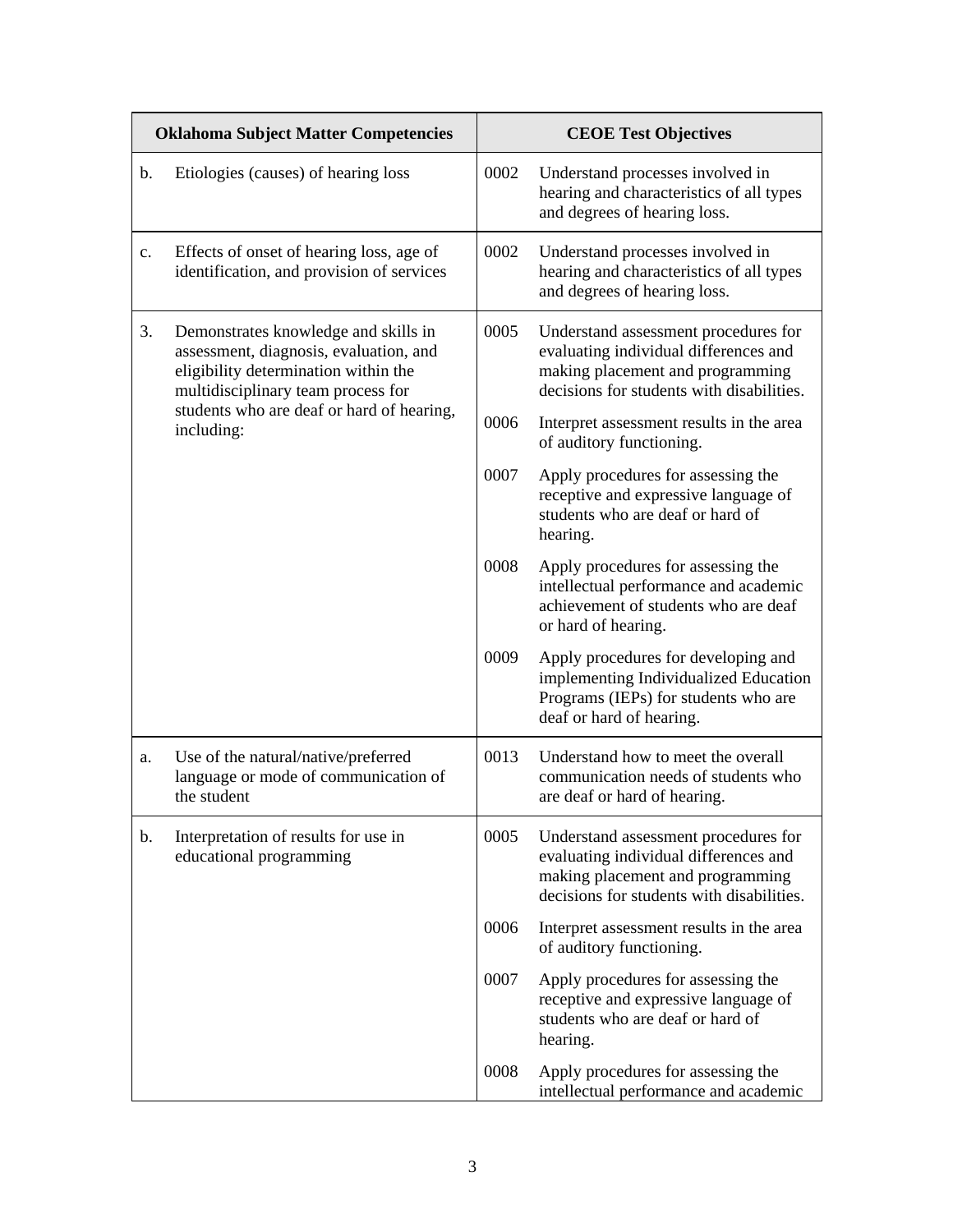| Oklahoma Subject Matter Competencies | | CEOE Test Objectives | |
|---|---|---|---|
| b. | Etiologies (causes) of hearing loss | 0002 | Understand processes involved in hearing and characteristics of all types and degrees of hearing loss. |
| c. | Effects of onset of hearing loss, age of identification, and provision of services | 0002 | Understand processes involved in hearing and characteristics of all types and degrees of hearing loss. |
| 3. | Demonstrates knowledge and skills in assessment, diagnosis, evaluation, and eligibility determination within the multidisciplinary team process for students who are deaf or hard of hearing, including: | 0005 | Understand assessment procedures for evaluating individual differences and making placement and programming decisions for students with disabilities. |
| | | 0006 | Interpret assessment results in the area of auditory functioning. |
| | | 0007 | Apply procedures for assessing the receptive and expressive language of students who are deaf or hard of hearing. |
| | | 0008 | Apply procedures for assessing the intellectual performance and academic achievement of students who are deaf or hard of hearing. |
| | | 0009 | Apply procedures for developing and implementing Individualized Education Programs (IEPs) for students who are deaf or hard of hearing. |
| a. | Use of the natural/native/preferred language or mode of communication of the student | 0013 | Understand how to meet the overall communication needs of students who are deaf or hard of hearing. |
| b. | Interpretation of results for use in educational programming | 0005 | Understand assessment procedures for evaluating individual differences and making placement and programming decisions for students with disabilities. |
| | | 0006 | Interpret assessment results in the area of auditory functioning. |
| | | 0007 | Apply procedures for assessing the receptive and expressive language of students who are deaf or hard of hearing. |
| | | 0008 | Apply procedures for assessing the intellectual performance and academic |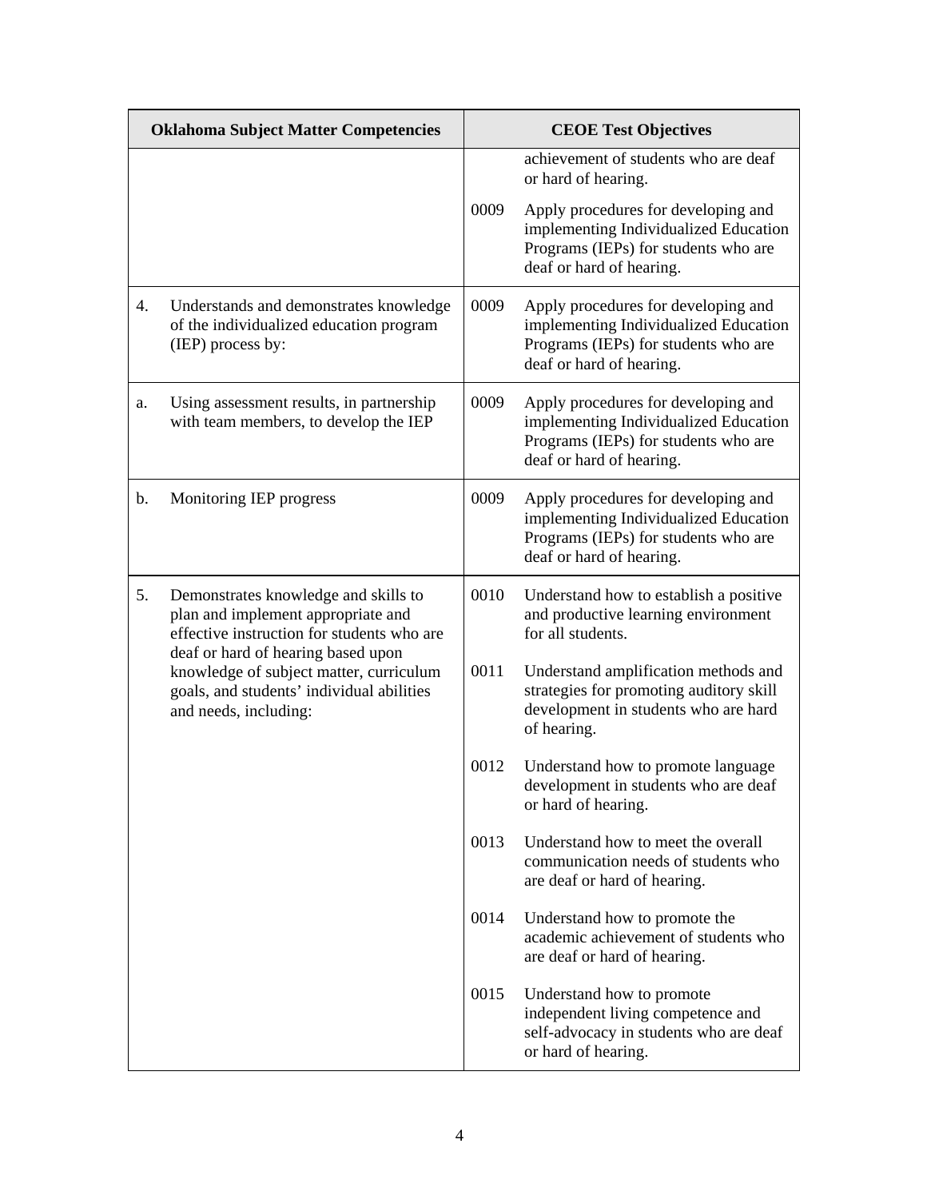| Oklahoma Subject Matter Competencies | CEOE Test Objectives |
|---|---|
| | achievement of students who are deaf or hard of hearing.<br><br>0009 Apply procedures for developing and implementing Individualized Education Programs (IEPs) for students who are deaf or hard of hearing. |
| 4. Understands and demonstrates knowledge of the individualized education program (IEP) process by: | 0009 Apply procedures for developing and implementing Individualized Education Programs (IEPs) for students who are deaf or hard of hearing. |
| a. Using assessment results, in partnership with team members, to develop the IEP | 0009 Apply procedures for developing and implementing Individualized Education Programs (IEPs) for students who are deaf or hard of hearing. |
| b. Monitoring IEP progress | 0009 Apply procedures for developing and implementing Individualized Education Programs (IEPs) for students who are deaf or hard of hearing. |
| 5. Demonstrates knowledge and skills to plan and implement appropriate and effective instruction for students who are deaf or hard of hearing based upon knowledge of subject matter, curriculum goals, and students' individual abilities and needs, including: | 0010 Understand how to establish a positive and productive learning environment for all students.<br><br>0011 Understand amplification methods and strategies for promoting auditory skill development in students who are hard of hearing.<br><br>0012 Understand how to promote language development in students who are deaf or hard of hearing.<br><br>0013 Understand how to meet the overall communication needs of students who are deaf or hard of hearing.<br><br>0014 Understand how to promote the academic achievement of students who are deaf or hard of hearing.<br><br>0015 Understand how to promote independent living competence and self-advocacy in students who are deaf or hard of hearing. |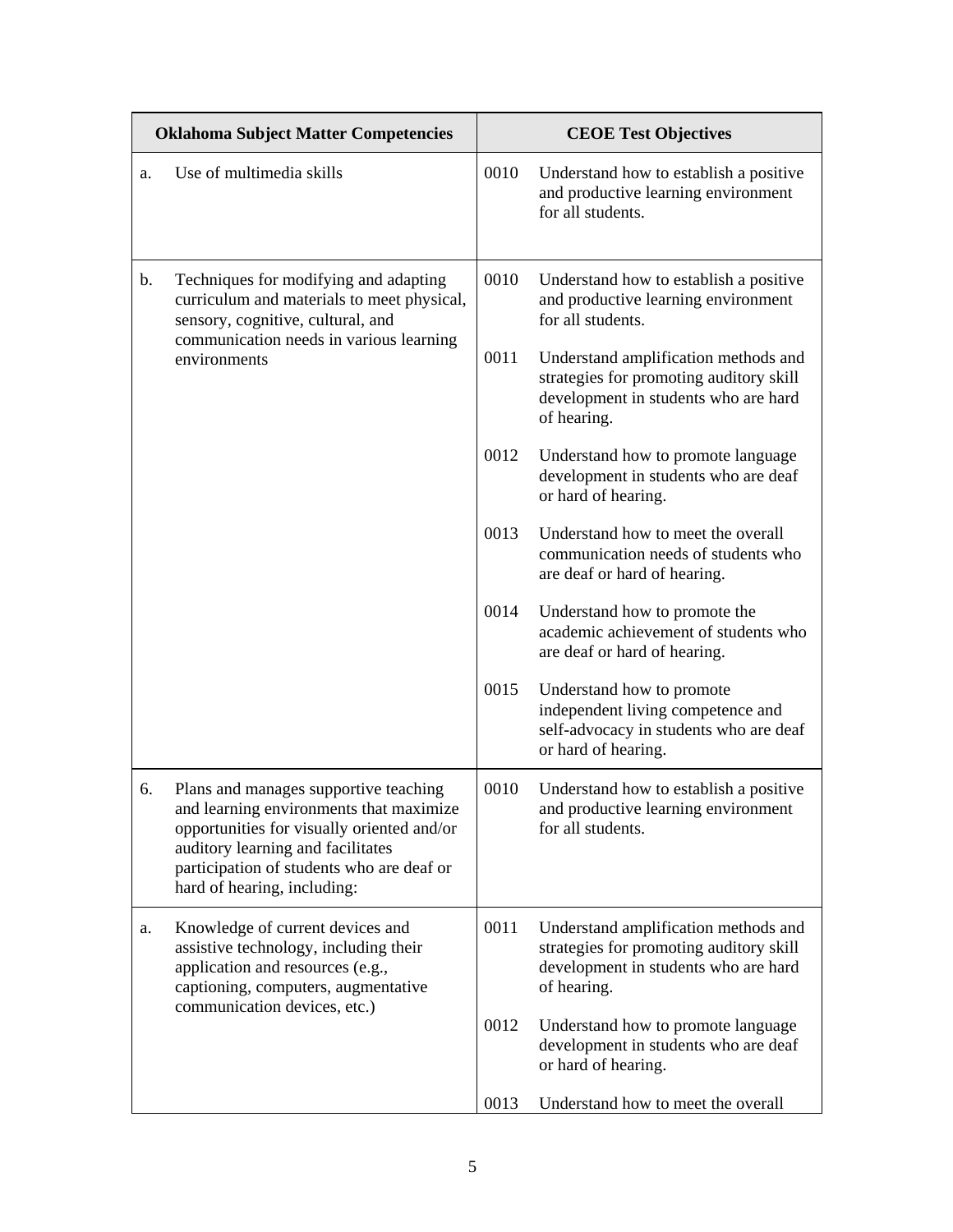| Oklahoma Subject Matter Competencies | CEOE Test Objectives |
| --- | --- |
| a. Use of multimedia skills | 0010 Understand how to establish a positive and productive learning environment for all students. |
| b. Techniques for modifying and adapting curriculum and materials to meet physical, sensory, cognitive, cultural, and communication needs in various learning environments | 0010 Understand how to establish a positive and productive learning environment for all students.<br><br>0011 Understand amplification methods and strategies for promoting auditory skill development in students who are hard of hearing.<br><br>0012 Understand how to promote language development in students who are deaf or hard of hearing.<br><br>0013 Understand how to meet the overall communication needs of students who are deaf or hard of hearing.<br><br>0014 Understand how to promote the academic achievement of students who are deaf or hard of hearing.<br><br>0015 Understand how to promote independent living competence and self-advocacy in students who are deaf or hard of hearing. |
| 6. Plans and manages supportive teaching and learning environments that maximize opportunities for visually oriented and/or auditory learning and facilitates participation of students who are deaf or hard of hearing, including: | 0010 Understand how to establish a positive and productive learning environment for all students. |
| a. Knowledge of current devices and assistive technology, including their application and resources (e.g., captioning, computers, augmentative communication devices, etc.) | 0011 Understand amplification methods and strategies for promoting auditory skill development in students who are hard of hearing.<br><br>0012 Understand how to promote language development in students who are deaf or hard of hearing.<br><br>0013 Understand how to meet the overall |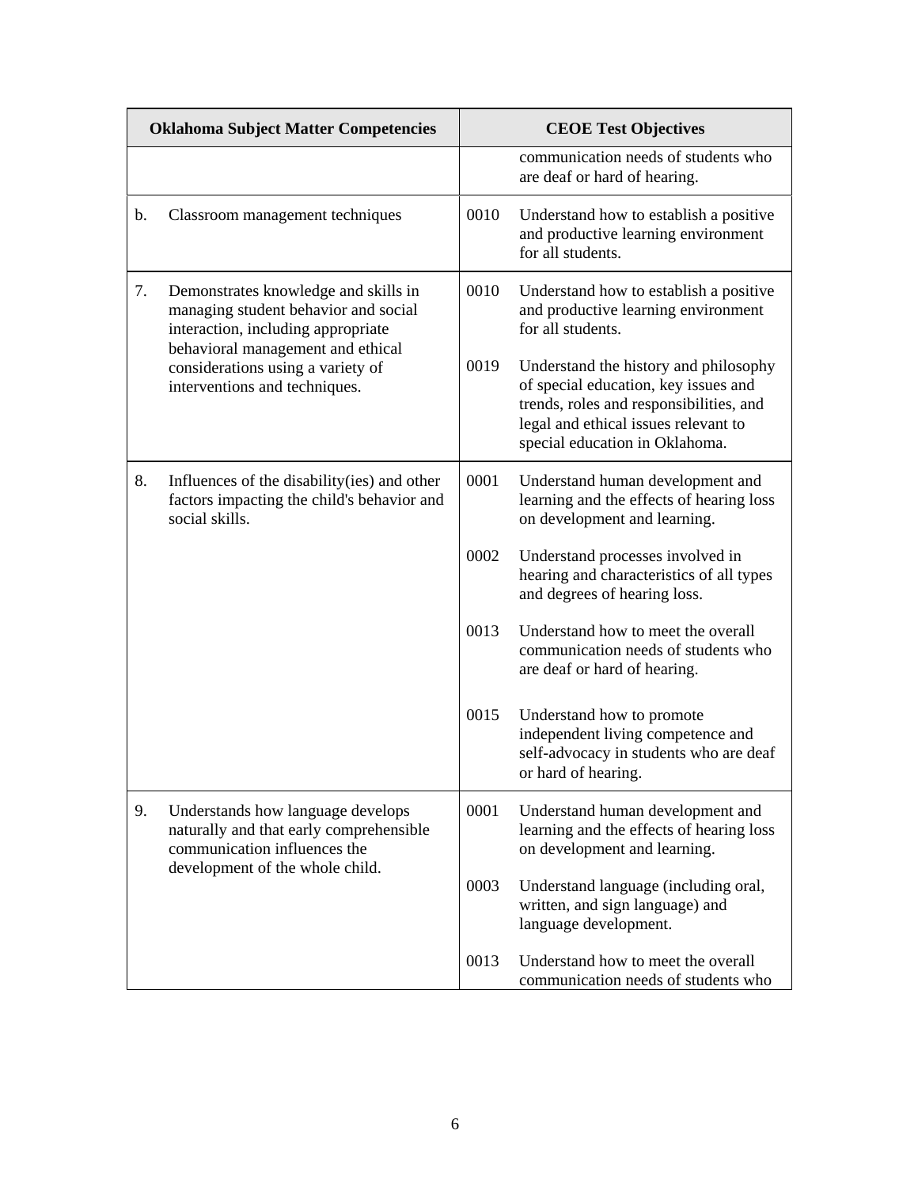| Oklahoma Subject Matter Competencies | CEOE Test Objectives |
|---|---|
| | communication needs of students who are deaf or hard of hearing. |
| b. Classroom management techniques | 0010 Understand how to establish a positive and productive learning environment for all students. |
| 7. Demonstrates knowledge and skills in managing student behavior and social interaction, including appropriate behavioral management and ethical considerations using a variety of interventions and techniques. | 0010 Understand how to establish a positive and productive learning environment for all students.<br><br>0019 Understand the history and philosophy of special education, key issues and trends, roles and responsibilities, and legal and ethical issues relevant to special education in Oklahoma. |
| 8. Influences of the disability(ies) and other factors impacting the child's behavior and social skills. | 0001 Understand human development and learning and the effects of hearing loss on development and learning.<br><br>0002 Understand processes involved in hearing and characteristics of all types and degrees of hearing loss.<br><br>0013 Understand how to meet the overall communication needs of students who are deaf or hard of hearing.<br><br>0015 Understand how to promote independent living competence and self-advocacy in students who are deaf or hard of hearing. |
| 9. Understands how language develops naturally and that early comprehensible communication influences the development of the whole child. | 0001 Understand human development and learning and the effects of hearing loss on development and learning.<br><br>0003 Understand language (including oral, written, and sign language) and language development.<br><br>0013 Understand how to meet the overall communication needs of students who |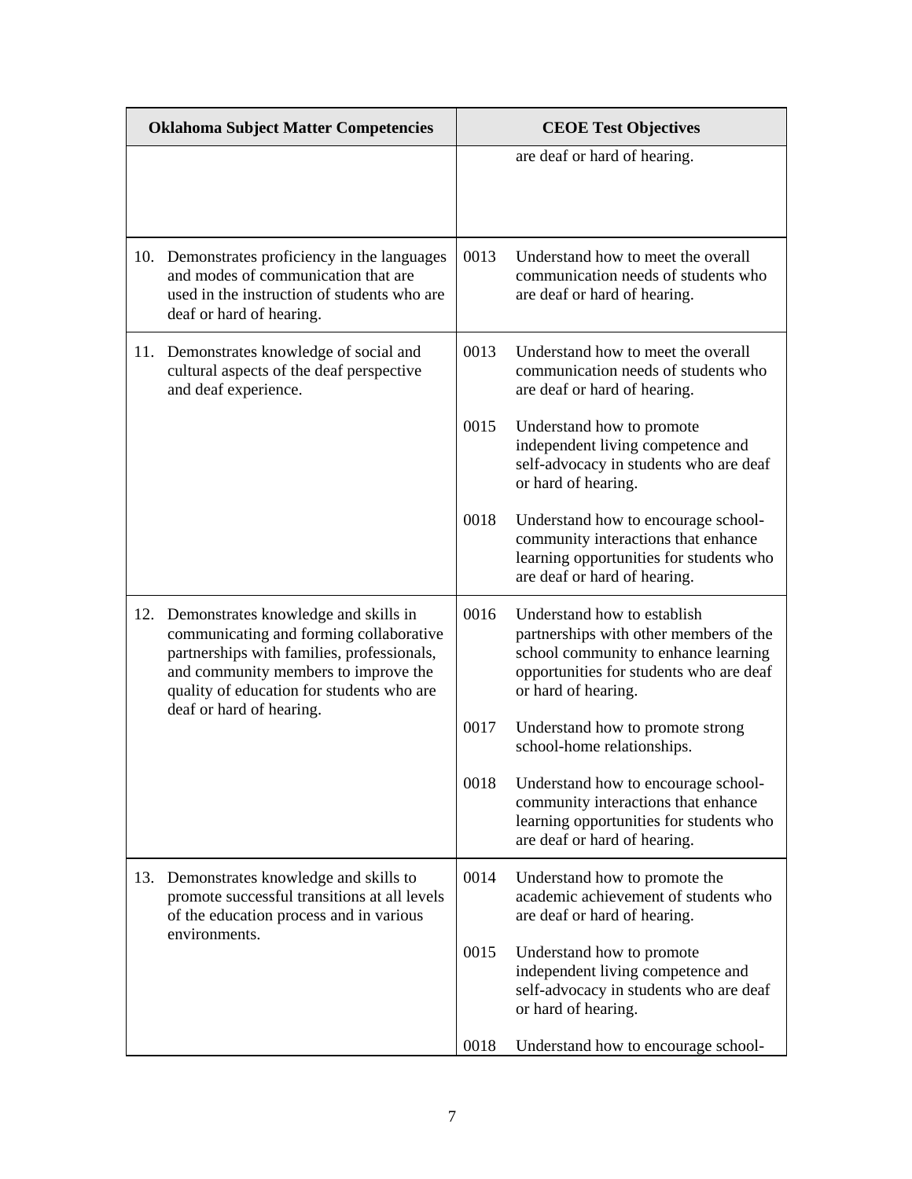| Oklahoma Subject Matter Competencies | CEOE Test Objectives |
|---|---|
| | are deaf or hard of hearing. |
| 10. Demonstrates proficiency in the languages and modes of communication that are used in the instruction of students who are deaf or hard of hearing. | 0013 Understand how to meet the overall communication needs of students who are deaf or hard of hearing. |
| 11. Demonstrates knowledge of social and cultural aspects of the deaf perspective and deaf experience. | 0013 Understand how to meet the overall communication needs of students who are deaf or hard of hearing.<br><br>0015 Understand how to promote independent living competence and self-advocacy in students who are deaf or hard of hearing.<br><br>0018 Understand how to encourage school-community interactions that enhance learning opportunities for students who are deaf or hard of hearing. |
| 12. Demonstrates knowledge and skills in communicating and forming collaborative partnerships with families, professionals, and community members to improve the quality of education for students who are deaf or hard of hearing. | 0016 Understand how to establish partnerships with other members of the school community to enhance learning opportunities for students who are deaf or hard of hearing.<br><br>0017 Understand how to promote strong school-home relationships.<br><br>0018 Understand how to encourage school-community interactions that enhance learning opportunities for students who are deaf or hard of hearing. |
| 13. Demonstrates knowledge and skills to promote successful transitions at all levels of the education process and in various environments. | 0014 Understand how to promote the academic achievement of students who are deaf or hard of hearing.<br><br>0015 Understand how to promote independent living competence and self-advocacy in students who are deaf or hard of hearing.<br><br>0018 Understand how to encourage school- |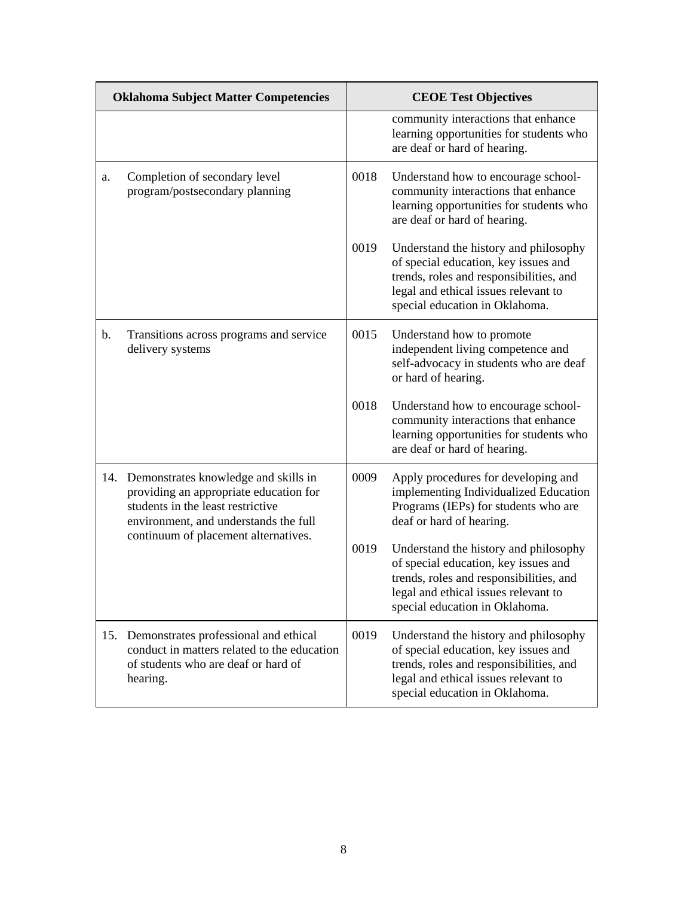| Oklahoma Subject Matter Competencies | CEOE Test Objectives |
|---|---|
| | community interactions that enhance learning opportunities for students who are deaf or hard of hearing. |
| a. Completion of secondary level program/postsecondary planning | 0018 Understand how to encourage school-community interactions that enhance learning opportunities for students who are deaf or hard of hearing.<br><br>0019 Understand the history and philosophy of special education, key issues and trends, roles and responsibilities, and legal and ethical issues relevant to special education in Oklahoma. |
| b. Transitions across programs and service delivery systems | 0015 Understand how to promote independent living competence and self-advocacy in students who are deaf or hard of hearing.<br><br>0018 Understand how to encourage school-community interactions that enhance learning opportunities for students who are deaf or hard of hearing. |
| 14. Demonstrates knowledge and skills in providing an appropriate education for students in the least restrictive environment, and understands the full continuum of placement alternatives. | 0009 Apply procedures for developing and implementing Individualized Education Programs (IEPs) for students who are deaf or hard of hearing.<br><br>0019 Understand the history and philosophy of special education, key issues and trends, roles and responsibilities, and legal and ethical issues relevant to special education in Oklahoma. |
| 15. Demonstrates professional and ethical conduct in matters related to the education of students who are deaf or hard of hearing. | 0019 Understand the history and philosophy of special education, key issues and trends, roles and responsibilities, and legal and ethical issues relevant to special education in Oklahoma. |